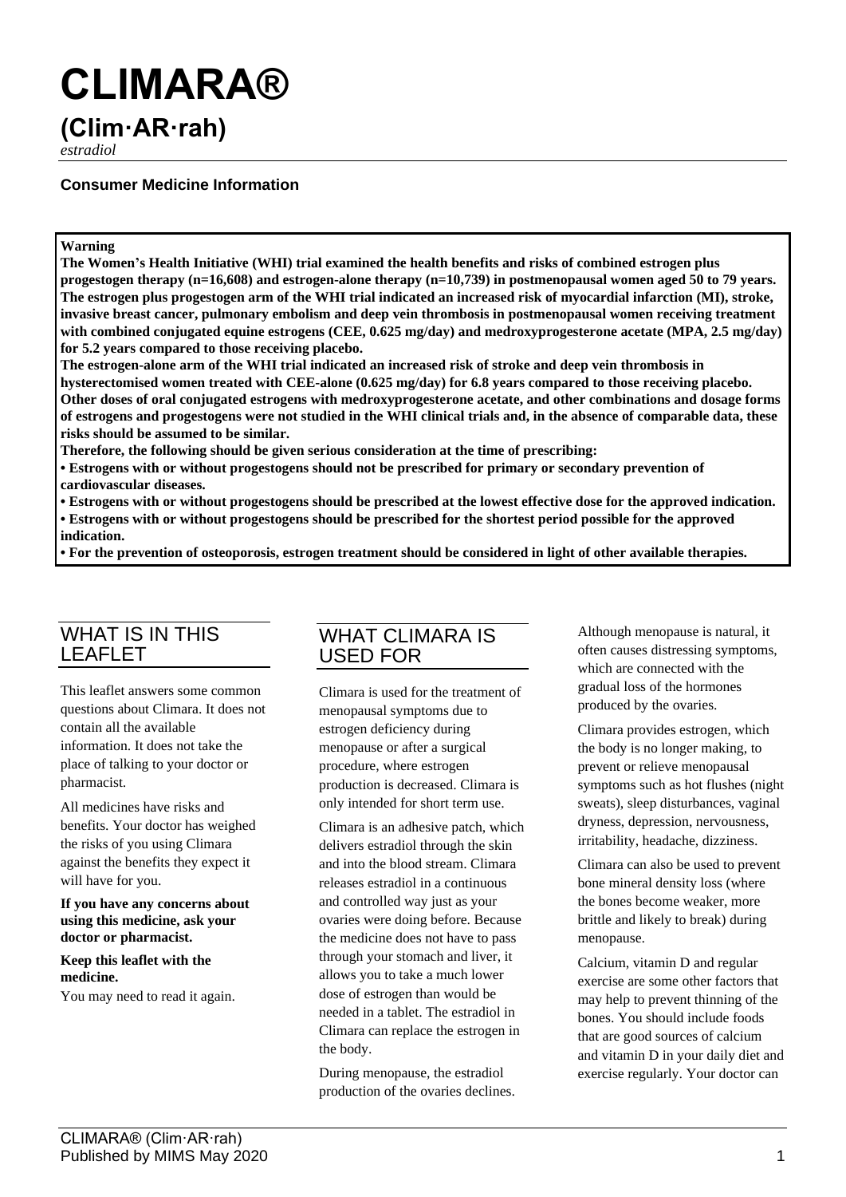# CLIMARA®

## (Clim·AR·rah)

*estradiol*

**Consumer Medicine Information**

**Warning**

**The Women's Health Initiative (WHI) trial examined the health benefits and risks of combined estrogen plus progestogen therapy (n=16,608) and estrogen-alone therapy (n=10,739) in postmenopausal women aged 50 to 79 years. The estrogen plus progestogen arm of the WHI trial indicated an increased risk of myocardial infarction (MI), stroke, invasive breast cancer, pulmonary embolism and deep vein thrombosis in postmenopausal women receiving treatment with combined conjugated equine estrogens (CEE, 0.625 mg/day) and medroxyprogesterone acetate (MPA, 2.5 mg/day) for 5.2 years compared to those receiving placebo.**

**The estrogen-alone arm of the WHI trial indicated an increased risk of stroke and deep vein thrombosis in hysterectomised women treated with CEE-alone (0.625 mg/day) for 6.8 years compared to those receiving placebo. Other doses of oral conjugated estrogens with medroxyprogesterone acetate, and other combinations and dosage forms of estrogens and progestogens were not studied in the WHI clinical trials and, in the absence of comparable data, these risks should be assumed to be similar.**

**Therefore, the following should be given serious consideration at the time of prescribing:**

- **Estrogens with or without progestogens should not be prescribed for primary or secondary prevention of cardiovascular diseases.**
- **Estrogens with or without progestogens should be prescribed at the lowest effective dose for the approved indication.**
- **Estrogens with or without progestogens should be prescribed for the shortest period possible for the approved indication.**
- **For the prevention of osteoporosis, estrogen treatment should be considered in light of other available therapies.**

## WHAT IS IN THIS LEAFLET

This leaflet answers some common questions about Climara. It does not contain all the available information. It does not take the place of talking to your doctor or pharmacist.

All medicines have risks and benefits. Your doctor has weighed the risks of you using Climara against the benefits they expect it will have for you.

**If you have any concerns about using this medicine, ask your doctor or pharmacist.**

**Keep this leaflet with the medicine.**

You may need to read it again.

## WHAT CLIMARA IS USED FOR

Climara is used for the treatment of menopausal symptoms due to estrogen deficiency during menopause or after a surgical procedure, where estrogen production is decreased. Climara is only intended for short term use.

Climara is an adhesive patch, which delivers estradiol through the skin and into the blood stream. Climara releases estradiol in a continuous and controlled way just as your ovaries were doing before. Because the medicine does not have to pass through your stomach and liver, it allows you to take a much lower dose of estrogen than would be needed in a tablet. The estradiol in Climara can replace the estrogen in the body.

During menopause, the estradiol production of the ovaries declines.

Although menopause is natural, it often causes distressing symptoms, which are connected with the gradual loss of the hormones produced by the ovaries.

Climara provides estrogen, which the body is no longer making, to prevent or relieve menopausal symptoms such as hot flushes (night sweats), sleep disturbances, vaginal dryness, depression, nervousness, irritability, headache, dizziness.

Climara can also be used to prevent bone mineral density loss (where the bones become weaker, more brittle and likely to break) during menopause.

Calcium, vitamin D and regular exercise are some other factors that may help to prevent thinning of the bones. You should include foods that are good sources of calcium and vitamin D in your daily diet and exercise regularly. Your doctor can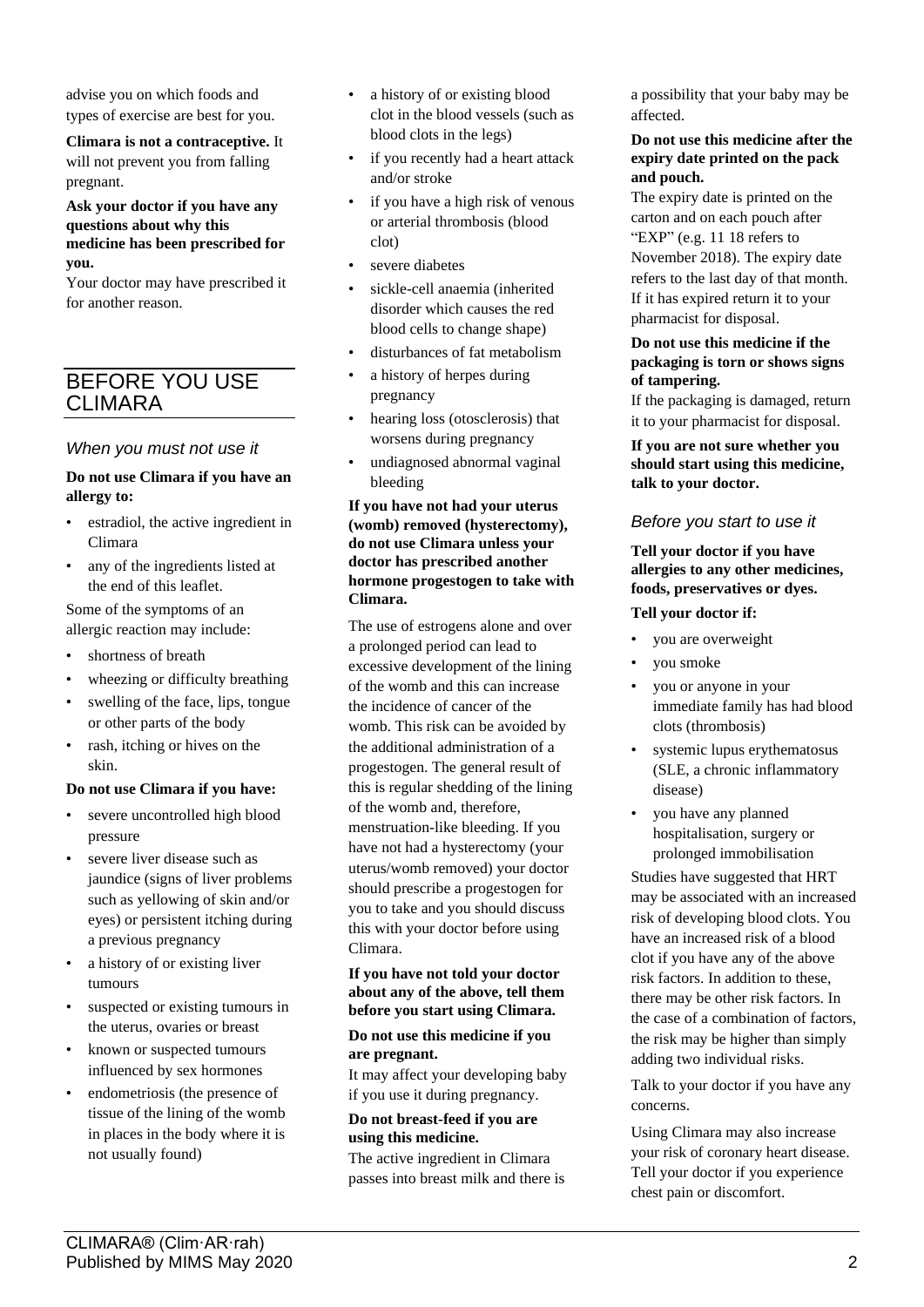advise you on which foods and types of exercise are best for you.

**Climara is not a contraceptive.** It will not prevent you from falling pregnant.

**Ask your doctor if you have any questions about why this medicine has been prescribed for you.**

Your doctor may have prescribed it for another reason.

## BEFORE YOU USE CLIMARA

### *When you must not use it*

**Do not use Climara if you have an allergy to:**

- estradiol, the active ingredient in Climara
- any of the ingredients listed at the end of this leaflet.

Some of the symptoms of an allergic reaction may include:

- shortness of breath
- wheezing or difficulty breathing
- swelling of the face, lips, tongue or other parts of the body
- rash, itching or hives on the skin.

**Do not use Climara if you have:**

- severe uncontrolled high blood pressure
- severe liver disease such as jaundice (signs of liver problems such as yellowing of skin and/or eyes) or persistent itching during a previous pregnancy
- a history of or existing liver tumours
- suspected or existing tumours in the uterus, ovaries or breast
- known or suspected tumours influenced by sex hormones
- endometriosis (the presence of tissue of the lining of the womb in places in the body where it is not usually found)
- a history of or existing blood clot in the blood vessels (such as blood clots in the legs)
- if you recently had a heart attack and/or stroke
- if you have a high risk of venous or arterial thrombosis (blood clot)
- severe diabetes
- sickle-cell anaemia (inherited disorder which causes the red blood cells to change shape)
- disturbances of fat metabolism
- a history of herpes during pregnancy
- hearing loss (otosclerosis) that worsens during pregnancy
- undiagnosed abnormal vaginal bleeding

**If you have not had your uterus (womb) removed (hysterectomy), do not use Climara unless your doctor has prescribed another hormone progestogen to take with Climara.**

The use of estrogens alone and over a prolonged period can lead to excessive development of the lining of the womb and this can increase the incidence of cancer of the womb. This risk can be avoided by the additional administration of a progestogen. The general result of this is regular shedding of the lining of the womb and, therefore, menstruation-like bleeding. If you have not had a hysterectomy (your uterus/womb removed) your doctor should prescribe a progestogen for you to take and you should discuss this with your doctor before using Climara.

**If you have not told your doctor about any of the above, tell them before you start using Climara.**

**Do not use this medicine if you are pregnant.**

It may affect your developing baby if you use it during pregnancy.

**Do not breast-feed if you are using this medicine.**

The active ingredient in Climara passes into breast milk and there is a possibility that your baby may be affected.

**Do not use this medicine after the expiry date printed on the pack and pouch.**

The expiry date is printed on the carton and on each pouch after "EXP" (e.g. 11 18 refers to November 2018). The expiry date refers to the last day of that month. If it has expired return it to your pharmacist for disposal.

**Do not use this medicine if the packaging is torn or shows signs of tampering.**

If the packaging is damaged, return it to your pharmacist for disposal.

**If you are not sure whether you should start using this medicine, talk to your doctor.**

### *Before you start to use it*

**Tell your doctor if you have allergies to any other medicines, foods, preservatives or dyes.**

**Tell your doctor if:**

- you are overweight
- you smoke
- you or anyone in your immediate family has had blood clots (thrombosis)
- systemic lupus erythematosus (SLE, a chronic inflammatory disease)
- you have any planned hospitalisation, surgery or prolonged immobilisation

Studies have suggested that HRT may be associated with an increased risk of developing blood clots. You have an increased risk of a blood clot if you have any of the above risk factors. In addition to these, there may be other risk factors. In the case of a combination of factors, the risk may be higher than simply adding two individual risks.

Talk to your doctor if you have any concerns.

Using Climara may also increase your risk of coronary heart disease. Tell your doctor if you experience chest pain or discomfort.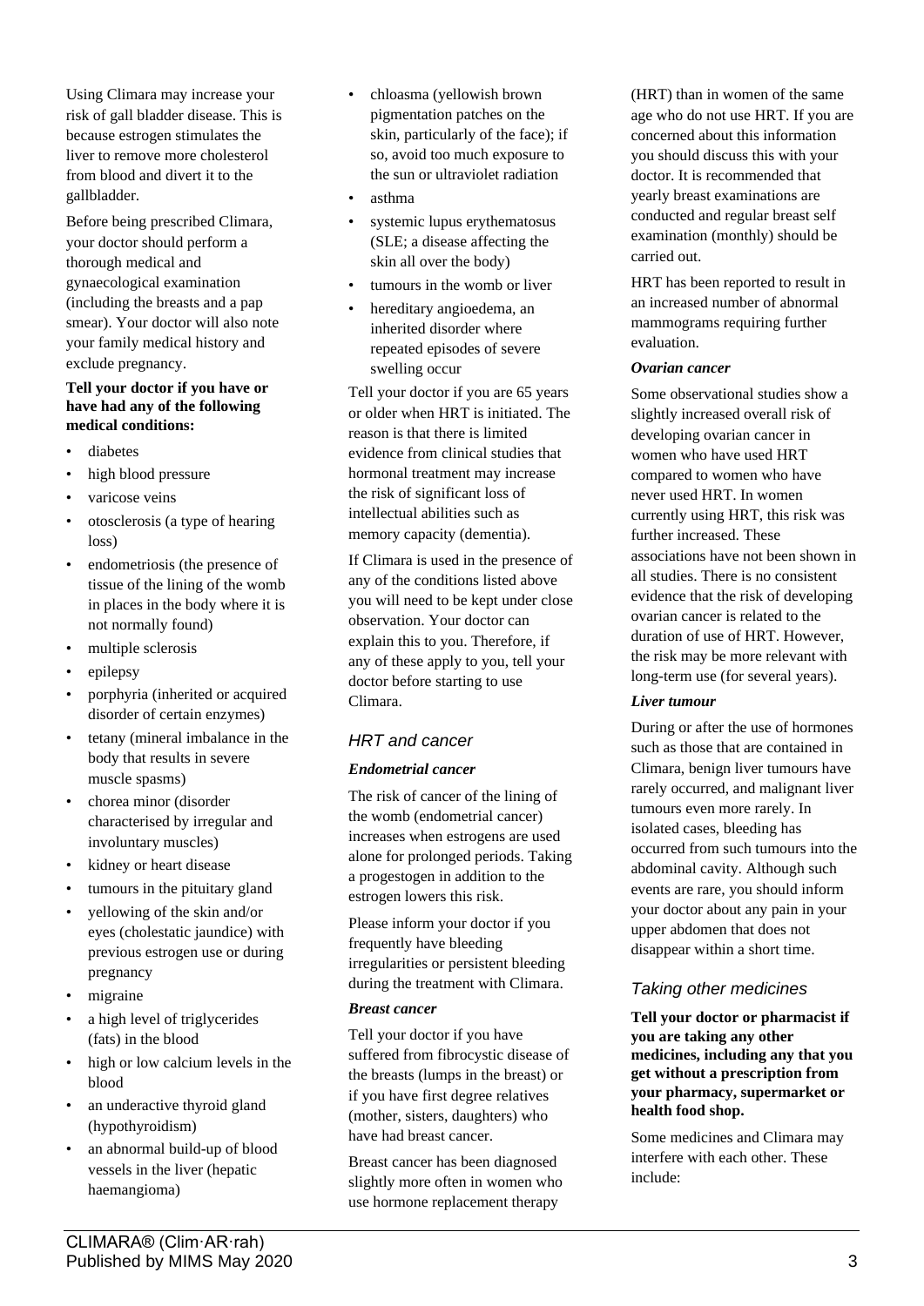Using Climara may increase your risk of gall bladder disease. This is because estrogen stimulates the liver to remove more cholesterol from blood and divert it to the gallbladder.

Before being prescribed Climara, your doctor should perform a thorough medical and gynaecological examination (including the breasts and a pap smear). Your doctor will also note your family medical history and exclude pregnancy.

**Tell your doctor if you have or have had any of the following medical conditions:**

- diabetes
- high blood pressure
- varicose veins
- otosclerosis (a type of hearing loss)
- endometriosis (the presence of tissue of the lining of the womb in places in the body where it is not normally found)
- multiple sclerosis
- epilepsy
- porphyria (inherited or acquired disorder of certain enzymes)
- tetany (mineral imbalance in the body that results in severe muscle spasms)
- chorea minor (disorder characterised by irregular and involuntary muscles)
- kidney or heart disease
- tumours in the pituitary gland
- yellowing of the skin and/or eyes (cholestatic jaundice) with previous estrogen use or during pregnancy
- migraine
- a high level of triglycerides (fats) in the blood
- high or low calcium levels in the blood
- an underactive thyroid gland (hypothyroidism)
- an abnormal build-up of blood vessels in the liver (hepatic haemangioma)
- chloasma (yellowish brown pigmentation patches on the skin, particularly of the face); if so, avoid too much exposure to the sun or ultraviolet radiation
- asthma
- systemic lupus erythematosus (SLE; a disease affecting the skin all over the body)
- tumours in the womb or liver
- hereditary angioedema, an inherited disorder where repeated episodes of severe swelling occur

Tell your doctor if you are 65 years or older when HRT is initiated. The reason is that there is limited evidence from clinical studies that hormonal treatment may increase the risk of significant loss of intellectual abilities such as memory capacity (dementia).

If Climara is used in the presence of any of the conditions listed above you will need to be kept under close observation. Your doctor can explain this to you. Therefore, if any of these apply to you, tell your doctor before starting to use Climara.

## *HRT and cancer*

***Endometrial cancer***

The risk of cancer of the lining of the womb (endometrial cancer) increases when estrogens are used alone for prolonged periods. Taking a progestogen in addition to the estrogen lowers this risk.

Please inform your doctor if you frequently have bleeding irregularities or persistent bleeding during the treatment with Climara.

***Breast cancer***

Tell your doctor if you have suffered from fibrocystic disease of the breasts (lumps in the breast) or if you have first degree relatives (mother, sisters, daughters) who have had breast cancer.

Breast cancer has been diagnosed slightly more often in women who use hormone replacement therapy (HRT) than in women of the same age who do not use HRT. If you are concerned about this information you should discuss this with your doctor. It is recommended that yearly breast examinations are conducted and regular breast self examination (monthly) should be carried out.

HRT has been reported to result in an increased number of abnormal mammograms requiring further evaluation.

***Ovarian cancer***

Some observational studies show a slightly increased overall risk of developing ovarian cancer in women who have used HRT compared to women who have never used HRT. In women currently using HRT, this risk was further increased. These associations have not been shown in all studies. There is no consistent evidence that the risk of developing ovarian cancer is related to the duration of use of HRT. However, the risk may be more relevant with long-term use (for several years).

***Liver tumour***

During or after the use of hormones such as those that are contained in Climara, benign liver tumours have rarely occurred, and malignant liver tumours even more rarely. In isolated cases, bleeding has occurred from such tumours into the abdominal cavity. Although such events are rare, you should inform your doctor about any pain in your upper abdomen that does not disappear within a short time.

## *Taking other medicines*

**Tell your doctor or pharmacist if you are taking any other medicines, including any that you get without a prescription from your pharmacy, supermarket or health food shop.**

Some medicines and Climara may interfere with each other. These include: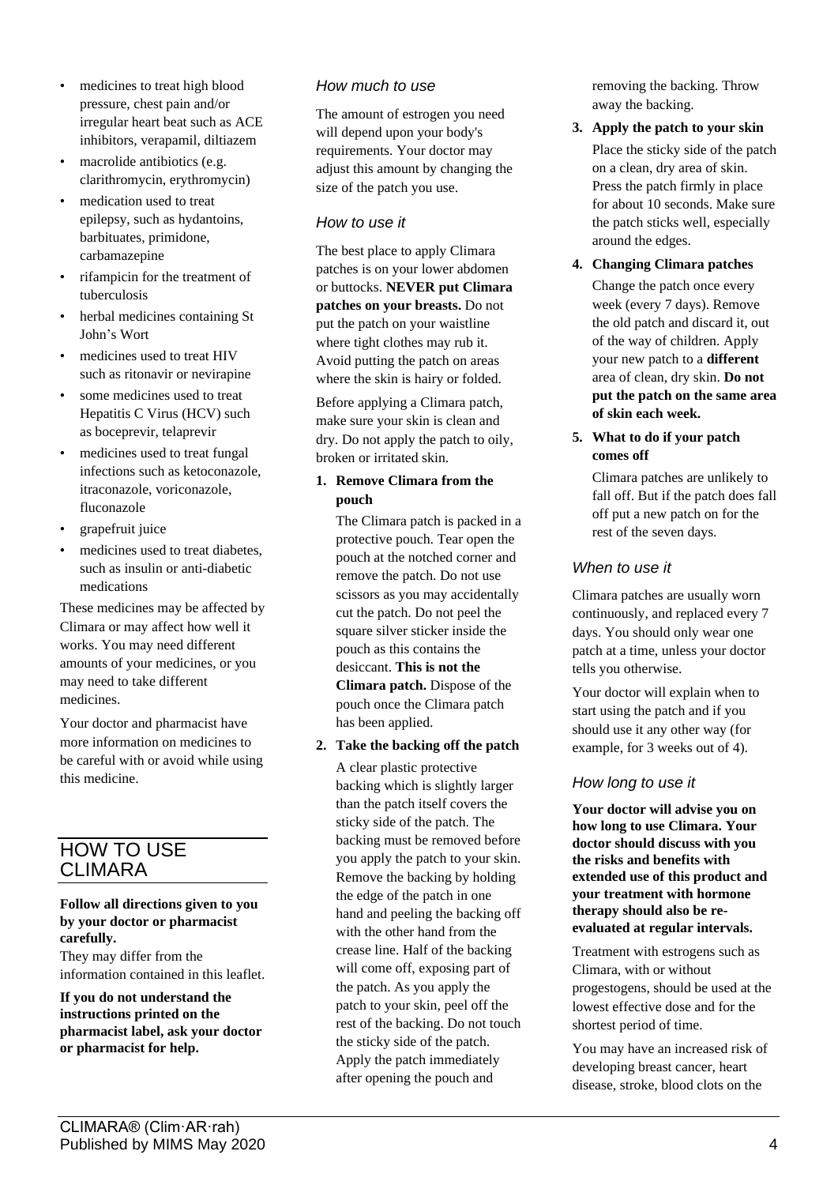- medicines to treat high blood pressure, chest pain and/or irregular heart beat such as ACE inhibitors, verapamil, diltiazem
- macrolide antibiotics (e.g. clarithromycin, erythromycin)
- medication used to treat epilepsy, such as hydantoins, barbituates, primidone, carbamazepine
- rifampicin for the treatment of tuberculosis
- herbal medicines containing St John's Wort
- medicines used to treat HIV such as ritonavir or nevirapine
- some medicines used to treat Hepatitis C Virus (HCV) such as boceprevir, telaprevir
- medicines used to treat fungal infections such as ketoconazole, itraconazole, voriconazole, fluconazole
- grapefruit juice
- medicines used to treat diabetes, such as insulin or anti-diabetic medications

These medicines may be affected by Climara or may affect how well it works. You may need different amounts of your medicines, or you may need to take different medicines.

Your doctor and pharmacist have more information on medicines to be careful with or avoid while using this medicine.

## HOW TO USE CLIMARA

**Follow all directions given to you by your doctor or pharmacist carefully.**

They may differ from the information contained in this leaflet.

**If you do not understand the instructions printed on the pharmacist label, ask your doctor or pharmacist for help.**

### *How much to use*

The amount of estrogen you need will depend upon your body's requirements. Your doctor may adjust this amount by changing the size of the patch you use.

### *How to use it*

The best place to apply Climara patches is on your lower abdomen or buttocks. **NEVER put Climara patches on your breasts.** Do not put the patch on your waistline where tight clothes may rub it. Avoid putting the patch on areas where the skin is hairy or folded.

Before applying a Climara patch, make sure your skin is clean and dry. Do not apply the patch to oily, broken or irritated skin.

1. **Remove Climara from the pouch**

   The Climara patch is packed in a protective pouch. Tear open the pouch at the notched corner and remove the patch. Do not use scissors as you may accidentally cut the patch. Do not peel the square silver sticker inside the pouch as this contains the desiccant. **This is not the Climara patch.** Dispose of the pouch once the Climara patch has been applied.

2. **Take the backing off the patch**

   A clear plastic protective backing which is slightly larger than the patch itself covers the sticky side of the patch. The backing must be removed before you apply the patch to your skin. Remove the backing by holding the edge of the patch in one hand and peeling the backing off with the other hand from the crease line. Half of the backing will come off, exposing part of the patch. As you apply the patch to your skin, peel off the rest of the backing. Do not touch the sticky side of the patch. Apply the patch immediately after opening the pouch and removing the backing. Throw away the backing.

3. **Apply the patch to your skin**

   Place the sticky side of the patch on a clean, dry area of skin. Press the patch firmly in place for about 10 seconds. Make sure the patch sticks well, especially around the edges.

4. **Changing Climara patches**

   Change the patch once every week (every 7 days). Remove the old patch and discard it, out of the way of children. Apply your new patch to a **different** area of clean, dry skin. **Do not put the patch on the same area of skin each week.**

5. **What to do if your patch comes off**

   Climara patches are unlikely to fall off. But if the patch does fall off put a new patch on for the rest of the seven days.

### *When to use it*

Climara patches are usually worn continuously, and replaced every 7 days. You should only wear one patch at a time, unless your doctor tells you otherwise.

Your doctor will explain when to start using the patch and if you should use it any other way (for example, for 3 weeks out of 4).

### *How long to use it*

**Your doctor will advise you on how long to use Climara. Your doctor should discuss with you the risks and benefits with extended use of this product and your treatment with hormone therapy should also be re-evaluated at regular intervals.**

Treatment with estrogens such as Climara, with or without progestogens, should be used at the lowest effective dose and for the shortest period of time.

You may have an increased risk of developing breast cancer, heart disease, stroke, blood clots on the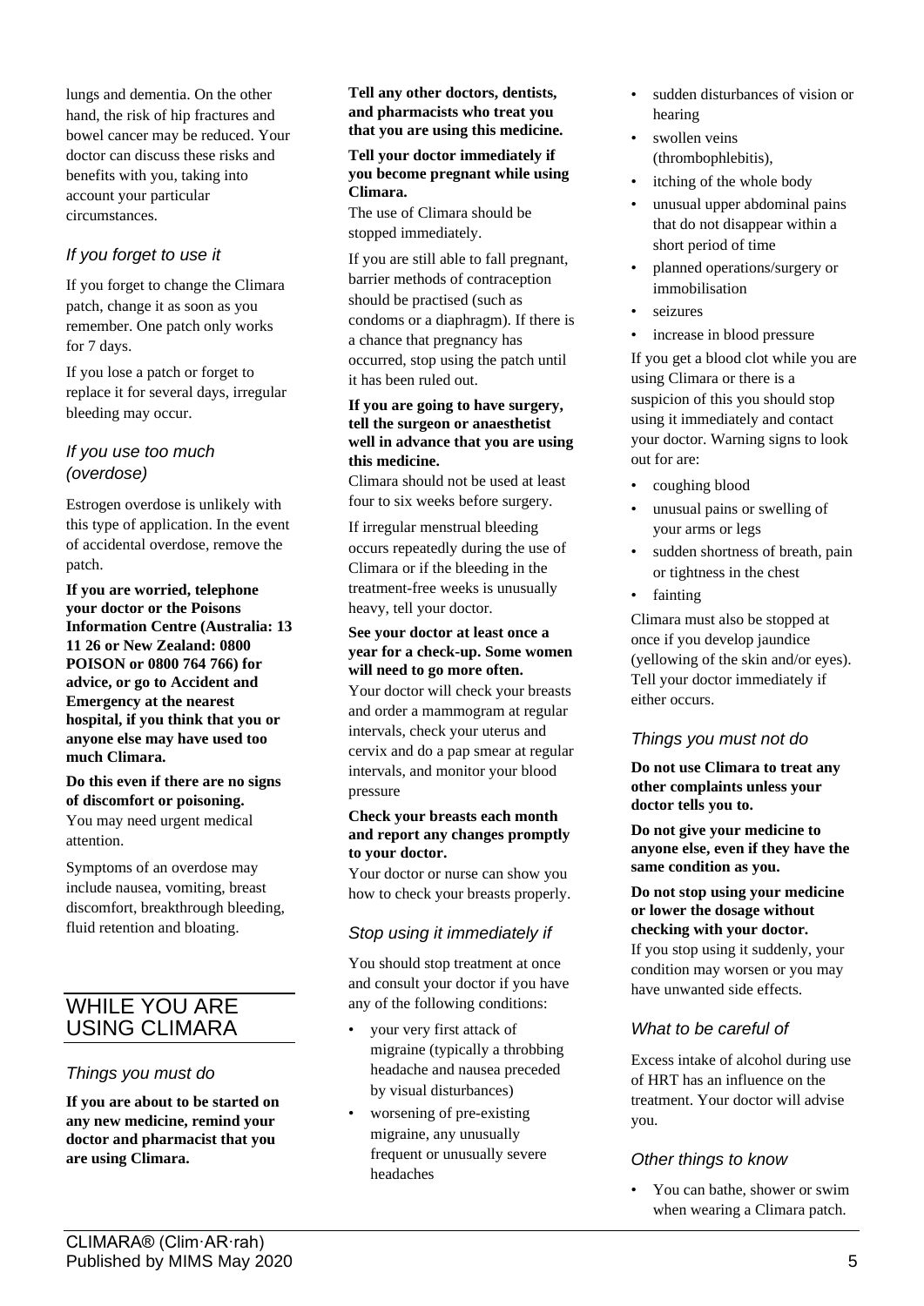lungs and dementia. On the other hand, the risk of hip fractures and bowel cancer may be reduced. Your doctor can discuss these risks and benefits with you, taking into account your particular circumstances.

### *If you forget to use it*

If you forget to change the Climara patch, change it as soon as you remember. One patch only works for 7 days.

If you lose a patch or forget to replace it for several days, irregular bleeding may occur.

### *If you use too much (overdose)*

Estrogen overdose is unlikely with this type of application. In the event of accidental overdose, remove the patch.

**If you are worried, telephone your doctor or the Poisons Information Centre (Australia: 13 11 26 or New Zealand: 0800 POISON or 0800 764 766) for advice, or go to Accident and Emergency at the nearest hospital, if you think that you or anyone else may have used too much Climara.**

**Do this even if there are no signs of discomfort or poisoning.**
You may need urgent medical attention.

Symptoms of an overdose may include nausea, vomiting, breast discomfort, breakthrough bleeding, fluid retention and bloating.

## WHILE YOU ARE USING CLIMARA

### *Things you must do*

**If you are about to be started on any new medicine, remind your doctor and pharmacist that you are using Climara.**

**Tell any other doctors, dentists, and pharmacists who treat you that you are using this medicine.**

**Tell your doctor immediately if you become pregnant while using Climara.**
The use of Climara should be stopped immediately.

If you are still able to fall pregnant, barrier methods of contraception should be practised (such as condoms or a diaphragm). If there is a chance that pregnancy has occurred, stop using the patch until it has been ruled out.

**If you are going to have surgery, tell the surgeon or anaesthetist well in advance that you are using this medicine.**
Climara should not be used at least four to six weeks before surgery.

If irregular menstrual bleeding occurs repeatedly during the use of Climara or if the bleeding in the treatment-free weeks is unusually heavy, tell your doctor.

**See your doctor at least once a year for a check-up. Some women will need to go more often.**
Your doctor will check your breasts and order a mammogram at regular intervals, check your uterus and cervix and do a pap smear at regular intervals, and monitor your blood pressure

**Check your breasts each month and report any changes promptly to your doctor.**
Your doctor or nurse can show you how to check your breasts properly.

### *Stop using it immediately if*

You should stop treatment at once and consult your doctor if you have any of the following conditions:

- your very first attack of migraine (typically a throbbing headache and nausea preceded by visual disturbances)
- worsening of pre-existing migraine, any unusually frequent or unusually severe headaches
- sudden disturbances of vision or hearing
- swollen veins (thrombophlebitis),
- itching of the whole body
- unusual upper abdominal pains that do not disappear within a short period of time
- planned operations/surgery or immobilisation
- seizures
- increase in blood pressure

If you get a blood clot while you are using Climara or there is a suspicion of this you should stop using it immediately and contact your doctor. Warning signs to look out for are:

- coughing blood
- unusual pains or swelling of your arms or legs
- sudden shortness of breath, pain or tightness in the chest
- fainting

Climara must also be stopped at once if you develop jaundice (yellowing of the skin and/or eyes). Tell your doctor immediately if either occurs.

### *Things you must not do*

**Do not use Climara to treat any other complaints unless your doctor tells you to.**

**Do not give your medicine to anyone else, even if they have the same condition as you.**

**Do not stop using your medicine or lower the dosage without checking with your doctor.**
If you stop using it suddenly, your condition may worsen or you may have unwanted side effects.

### *What to be careful of*

Excess intake of alcohol during use of HRT has an influence on the treatment. Your doctor will advise you.

### *Other things to know*

- You can bathe, shower or swim when wearing a Climara patch.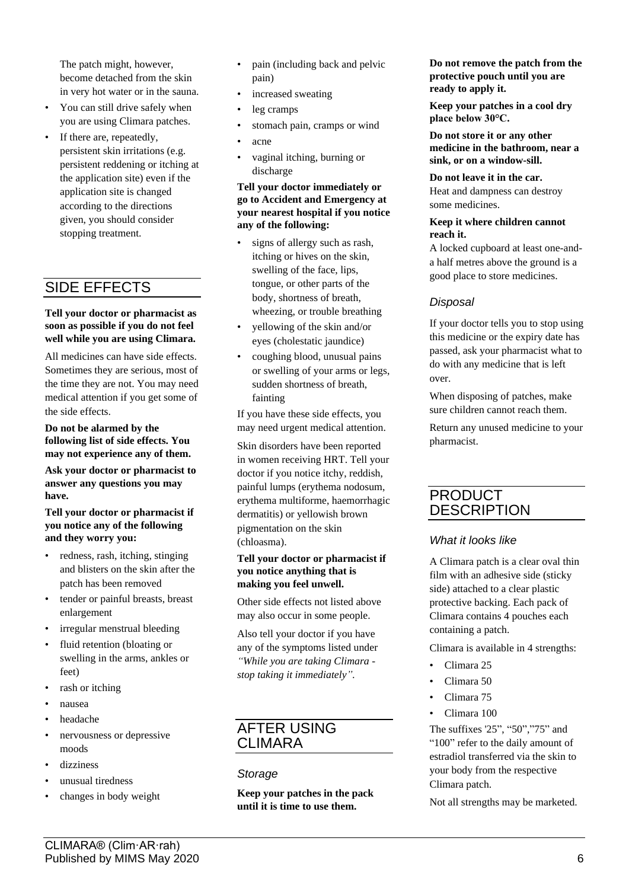The patch might, however, become detached from the skin in very hot water or in the sauna.

- You can still drive safely when you are using Climara patches.
- If there are, repeatedly, persistent skin irritations (e.g. persistent reddening or itching at the application site) even if the application site is changed according to the directions given, you should consider stopping treatment.

## SIDE EFFECTS

**Tell your doctor or pharmacist as soon as possible if you do not feel well while you are using Climara.**

All medicines can have side effects. Sometimes they are serious, most of the time they are not. You may need medical attention if you get some of the side effects.

**Do not be alarmed by the following list of side effects. You may not experience any of them.**

**Ask your doctor or pharmacist to answer any questions you may have.**

**Tell your doctor or pharmacist if you notice any of the following and they worry you:**

- redness, rash, itching, stinging and blisters on the skin after the patch has been removed
- tender or painful breasts, breast enlargement
- irregular menstrual bleeding
- fluid retention (bloating or swelling in the arms, ankles or feet)
- rash or itching
- nausea
- headache
- nervousness or depressive moods
- dizziness
- unusual tiredness
- changes in body weight
- pain (including back and pelvic pain)
- increased sweating
- leg cramps
- stomach pain, cramps or wind
- acne
- vaginal itching, burning or discharge

**Tell your doctor immediately or go to Accident and Emergency at your nearest hospital if you notice any of the following:**

- signs of allergy such as rash, itching or hives on the skin, swelling of the face, lips, tongue, or other parts of the body, shortness of breath, wheezing, or trouble breathing
- yellowing of the skin and/or eyes (cholestatic jaundice)
- coughing blood, unusual pains or swelling of your arms or legs, sudden shortness of breath, fainting

If you have these side effects, you may need urgent medical attention.

Skin disorders have been reported in women receiving HRT. Tell your doctor if you notice itchy, reddish, painful lumps (erythema nodosum, erythema multiforme, haemorrhagic dermatitis) or yellowish brown pigmentation on the skin (chloasma).

**Tell your doctor or pharmacist if you notice anything that is making you feel unwell.**

Other side effects not listed above may also occur in some people.

Also tell your doctor if you have any of the symptoms listed under *"While you are taking Climara - stop taking it immediately"*.

## AFTER USING CLIMARA

### *Storage*

**Keep your patches in the pack until it is time to use them.**

**Do not remove the patch from the protective pouch until you are ready to apply it.**

**Keep your patches in a cool dry place below 30°C.**

**Do not store it or any other medicine in the bathroom, near a sink, or on a window-sill.**

**Do not leave it in the car.**
Heat and dampness can destroy some medicines.

**Keep it where children cannot reach it.**
A locked cupboard at least one-and-a half metres above the ground is a good place to store medicines.

### *Disposal*

If your doctor tells you to stop using this medicine or the expiry date has passed, ask your pharmacist what to do with any medicine that is left over.

When disposing of patches, make sure children cannot reach them.

Return any unused medicine to your pharmacist.

## PRODUCT DESCRIPTION

### *What it looks like*

A Climara patch is a clear oval thin film with an adhesive side (sticky side) attached to a clear plastic protective backing. Each pack of Climara contains 4 pouches each containing a patch.

Climara is available in 4 strengths:

- Climara 25
- Climara 50
- Climara 75
- Climara 100

The suffixes '25", "50","75" and "100" refer to the daily amount of estradiol transferred via the skin to your body from the respective Climara patch.

Not all strengths may be marketed.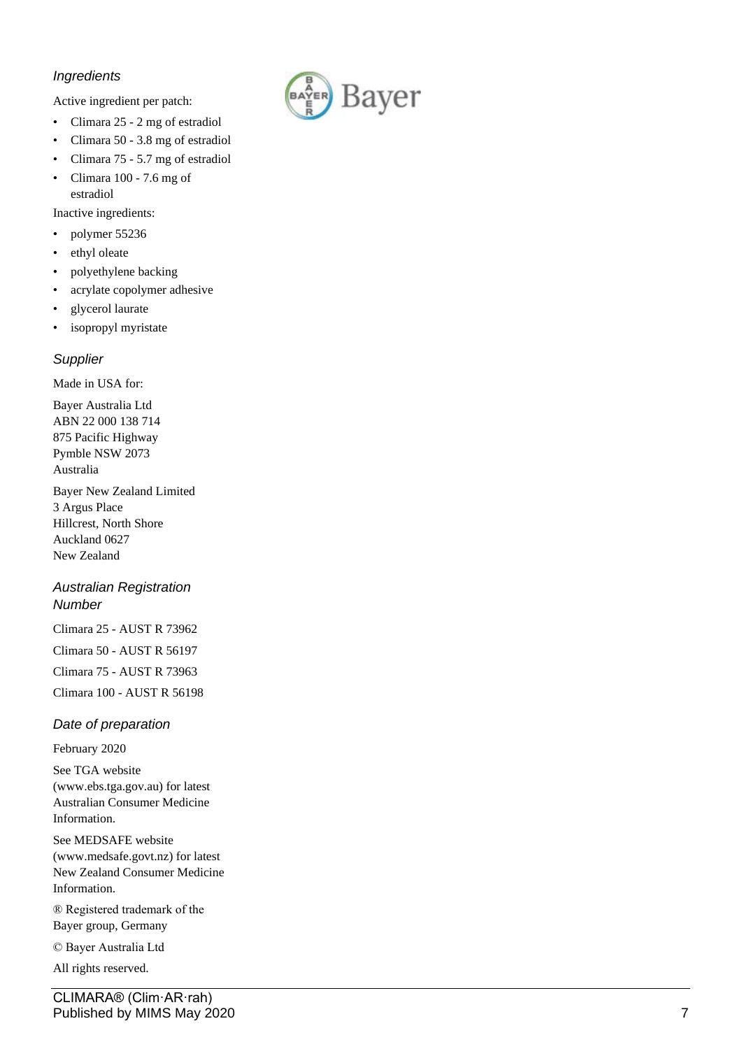### *Ingredients*

Active ingredient per patch:

- Climara 25 - 2 mg of estradiol
- Climara 50 - 3.8 mg of estradiol
- Climara 75 - 5.7 mg of estradiol
- Climara 100 - 7.6 mg of estradiol

Inactive ingredients:

- polymer 55236
- ethyl oleate
- polyethylene backing
- acrylate copolymer adhesive
- glycerol laurate
- isopropyl myristate

### *Supplier*

Made in USA for:

Bayer Australia Ltd
ABN 22 000 138 714
875 Pacific Highway
Pymble NSW 2073
Australia

Bayer New Zealand Limited
3 Argus Place
Hillcrest, North Shore
Auckland 0627
New Zealand

### *Australian Registration Number*

Climara 25 - AUST R 73962

Climara 50 - AUST R 56197

Climara 75 - AUST R 73963

Climara 100 - AUST R 56198

### *Date of preparation*

February 2020

See TGA website (www.ebs.tga.gov.au) for latest Australian Consumer Medicine Information.

See MEDSAFE website (www.medsafe.govt.nz) for latest New Zealand Consumer Medicine Information.

® Registered trademark of the Bayer group, Germany

© Bayer Australia Ltd

All rights reserved.